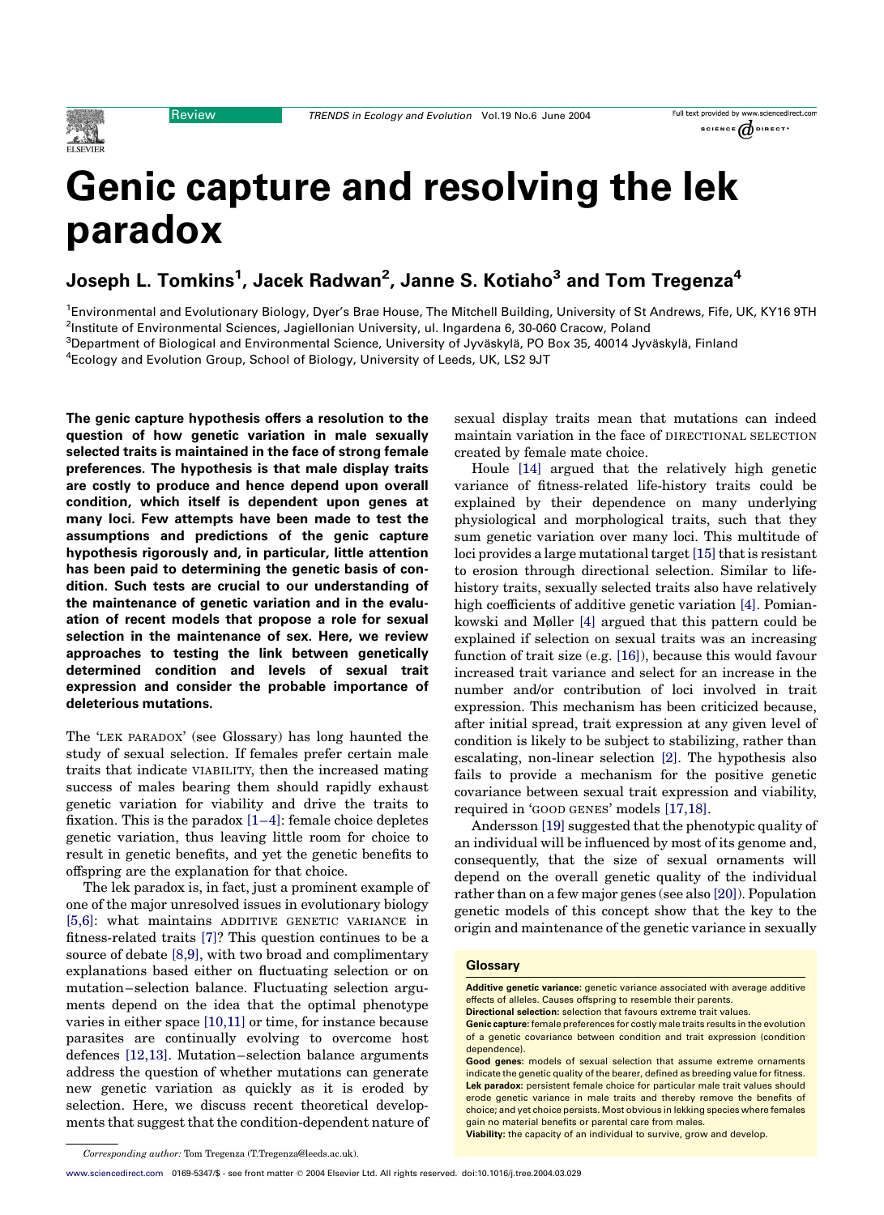# Genic capture and resolving the lek paradox

**Joseph L. Tomkins[1], Jacek Radwan[2], Janne S. Kotiaho[3] and Tom Tregenza[4]**

[1]Environmental and Evolutionary Biology, Dyer's Brae House, The Mitchell Building, University of St Andrews, Fife, UK, KY16 9TH
[2]Institute of Environmental Sciences, Jagiellonian University, ul. Ingardena 6, 30-060 Cracow, Poland
[3]Department of Biological and Environmental Science, University of Jyväskylä, PO Box 35, 40014 Jyväskylä, Finland
[4]Ecology and Evolution Group, School of Biology, University of Leeds, UK, LS2 9JT

**The genic capture hypothesis offers a resolution to the question of how genetic variation in male sexually selected traits is maintained in the face of strong female preferences. The hypothesis is that male display traits are costly to produce and hence depend upon overall condition, which itself is dependent upon genes at many loci. Few attempts have been made to test the assumptions and predictions of the genic capture hypothesis rigorously and, in particular, little attention has been paid to determining the genetic basis of condition. Such tests are crucial to our understanding of the maintenance of genetic variation and in the evaluation of recent models that propose a role for sexual selection in the maintenance of sex. Here, we review approaches to testing the link between genetically determined condition and levels of sexual trait expression and consider the probable importance of deleterious mutations.**

The 'LEK PARADOX' (see Glossary) has long haunted the study of sexual selection. If females prefer certain male traits that indicate VIABILITY, then the increased mating success of males bearing them should rapidly exhaust genetic variation for viability and drive the traits to fixation. This is the paradox [1–4]: female choice depletes genetic variation, thus leaving little room for choice to result in genetic benefits, and yet the genetic benefits to offspring are the explanation for that choice.

The lek paradox is, in fact, just a prominent example of one of the major unresolved issues in evolutionary biology [5,6]: what maintains ADDITIVE GENETIC VARIANCE in fitness-related traits [7]? This question continues to be a source of debate [8,9], with two broad and complimentary explanations based either on fluctuating selection or on mutation–selection balance. Fluctuating selection arguments depend on the idea that the optimal phenotype varies in either space [10,11] or time, for instance because parasites are continually evolving to overcome host defences [12,13]. Mutation–selection balance arguments address the question of whether mutations can generate new genetic variation as quickly as it is eroded by selection. Here, we discuss recent theoretical developments that suggest that the condition-dependent nature of sexual display traits mean that mutations can indeed maintain variation in the face of DIRECTIONAL SELECTION created by female mate choice.

Houle [14] argued that the relatively high genetic variance of fitness-related life-history traits could be explained by their dependence on many underlying physiological and morphological traits, such that they sum genetic variation over many loci. This multitude of loci provides a large mutational target [15] that is resistant to erosion through directional selection. Similar to life-history traits, sexually selected traits also have relatively high coefficients of additive genetic variation [4]. Pomiankowski and Møller [4] argued that this pattern could be explained if selection on sexual traits was an increasing function of trait size (e.g. [16]), because this would favour increased trait variance and select for an increase in the number and/or contribution of loci involved in trait expression. This mechanism has been criticized because, after initial spread, trait expression at any given level of condition is likely to be subject to stabilizing, rather than escalating, non-linear selection [2]. The hypothesis also fails to provide a mechanism for the positive genetic covariance between sexual trait expression and viability, required in 'GOOD GENES' models [17,18].

Andersson [19] suggested that the phenotypic quality of an individual will be influenced by most of its genome and, consequently, that the size of sexual ornaments will depend on the overall genetic quality of the individual rather than on a few major genes (see also [20]). Population genetic models of this concept show that the key to the origin and maintenance of the genetic variance in sexually

## Glossary

**Additive genetic variance:** genetic variance associated with average additive effects of alleles. Causes offspring to resemble their parents.
**Directional selection:** selection that favours extreme trait values.
**Genic capture:** female preferences for costly male traits results in the evolution of a genetic covariance between condition and trait expression (condition dependence).
**Good genes:** models of sexual selection that assume extreme ornaments indicate the genetic quality of the bearer, defined as breeding value for fitness.
**Lek paradox:** persistent female choice for particular male trait values should erode genetic variance in male traits and thereby remove the benefits of choice; and yet choice persists. Most obvious in lekking species where females gain no material benefits or parental care from males.
**Viability:** the capacity of an individual to survive, grow and develop.

*Corresponding author:* Tom Tregenza (T.Tregenza@leeds.ac.uk).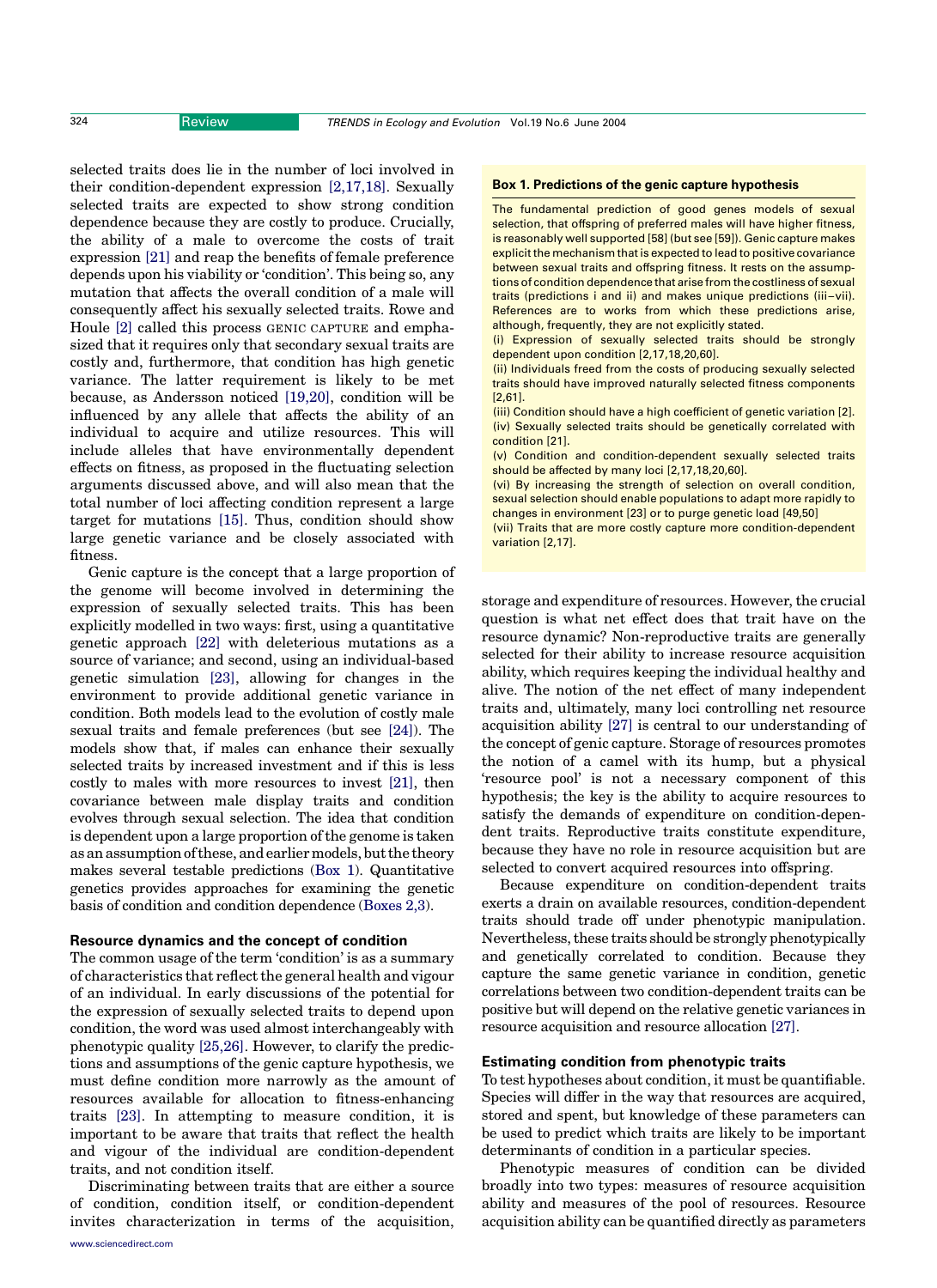selected traits does lie in the number of loci involved in their condition-dependent expression [2,17,18]. Sexually selected traits are expected to show strong condition dependence because they are costly to produce. Crucially, the ability of a male to overcome the costs of trait expression [21] and reap the benefits of female preference depends upon his viability or 'condition'. This being so, any mutation that affects the overall condition of a male will consequently affect his sexually selected traits. Rowe and Houle [2] called this process GENIC CAPTURE and emphasized that it requires only that secondary sexual traits are costly and, furthermore, that condition has high genetic variance. The latter requirement is likely to be met because, as Andersson noticed [19,20], condition will be influenced by any allele that affects the ability of an individual to acquire and utilize resources. This will include alleles that have environmentally dependent effects on fitness, as proposed in the fluctuating selection arguments discussed above, and will also mean that the total number of loci affecting condition represent a large target for mutations [15]. Thus, condition should show large genetic variance and be closely associated with fitness.

Genic capture is the concept that a large proportion of the genome will become involved in determining the expression of sexually selected traits. This has been explicitly modelled in two ways: first, using a quantitative genetic approach [22] with deleterious mutations as a source of variance; and second, using an individual-based genetic simulation [23], allowing for changes in the environment to provide additional genetic variance in condition. Both models lead to the evolution of costly male sexual traits and female preferences (but see [24]). The models show that, if males can enhance their sexually selected traits by increased investment and if this is less costly to males with more resources to invest [21], then covariance between male display traits and condition evolves through sexual selection. The idea that condition is dependent upon a large proportion of the genome is taken as an assumption of these, and earlier models, but the theory makes several testable predictions (Box 1). Quantitative genetics provides approaches for examining the genetic basis of condition and condition dependence (Boxes 2,3).

**Box 1. Predictions of the genic capture hypothesis**

The fundamental prediction of good genes models of sexual selection, that offspring of preferred males will have higher fitness, is reasonably well supported [58] (but see [59]). Genic capture makes explicit the mechanism that is expected to lead to positive covariance between sexual traits and offspring fitness. It rests on the assumptions of condition dependence that arise from the costliness of sexual traits (predictions i and ii) and makes unique predictions (iii–vii). References are to works from which these predictions arise, although, frequently, they are not explicitly stated.

(i) Expression of sexually selected traits should be strongly dependent upon condition [2,17,18,20,60].
(ii) Individuals freed from the costs of producing sexually selected traits should have improved naturally selected fitness components [2,61].
(iii) Condition should have a high coefficient of genetic variation [2].
(iv) Sexually selected traits should be genetically correlated with condition [21].
(v) Condition and condition-dependent sexually selected traits should be affected by many loci [2,17,18,20,60].
(vi) By increasing the strength of selection on overall condition, sexual selection should enable populations to adapt more rapidly to changes in environment [23] or to purge genetic load [49,50]
(vii) Traits that are more costly capture more condition-dependent variation [2,17].

## Resource dynamics and the concept of condition

The common usage of the term 'condition' is as a summary of characteristics that reflect the general health and vigour of an individual. In early discussions of the potential for the expression of sexually selected traits to depend upon condition, the word was used almost interchangeably with phenotypic quality [25,26]. However, to clarify the predictions and assumptions of the genic capture hypothesis, we must define condition more narrowly as the amount of resources available for allocation to fitness-enhancing traits [23]. In attempting to measure condition, it is important to be aware that traits that reflect the health and vigour of the individual are condition-dependent traits, and not condition itself.

Discriminating between traits that are either a source of condition, condition itself, or condition-dependent invites characterization in terms of the acquisition, storage and expenditure of resources. However, the crucial question is what net effect does that trait have on the resource dynamic? Non-reproductive traits are generally selected for their ability to increase resource acquisition ability, which requires keeping the individual healthy and alive. The notion of the net effect of many independent traits and, ultimately, many loci controlling net resource acquisition ability [27] is central to our understanding of the concept of genic capture. Storage of resources promotes the notion of a camel with its hump, but a physical 'resource pool' is not a necessary component of this hypothesis; the key is the ability to acquire resources to satisfy the demands of expenditure on condition-dependent traits. Reproductive traits constitute expenditure, because they have no role in resource acquisition but are selected to convert acquired resources into offspring.

Because expenditure on condition-dependent traits exerts a drain on available resources, condition-dependent traits should trade off under phenotypic manipulation. Nevertheless, these traits should be strongly phenotypically and genetically correlated to condition. Because they capture the same genetic variance in condition, genetic correlations between two condition-dependent traits can be positive but will depend on the relative genetic variances in resource acquisition and resource allocation [27].

## Estimating condition from phenotypic traits

To test hypotheses about condition, it must be quantifiable. Species will differ in the way that resources are acquired, stored and spent, but knowledge of these parameters can be used to predict which traits are likely to be important determinants of condition in a particular species.

Phenotypic measures of condition can be divided broadly into two types: measures of resource acquisition ability and measures of the pool of resources. Resource acquisition ability can be quantified directly as parameters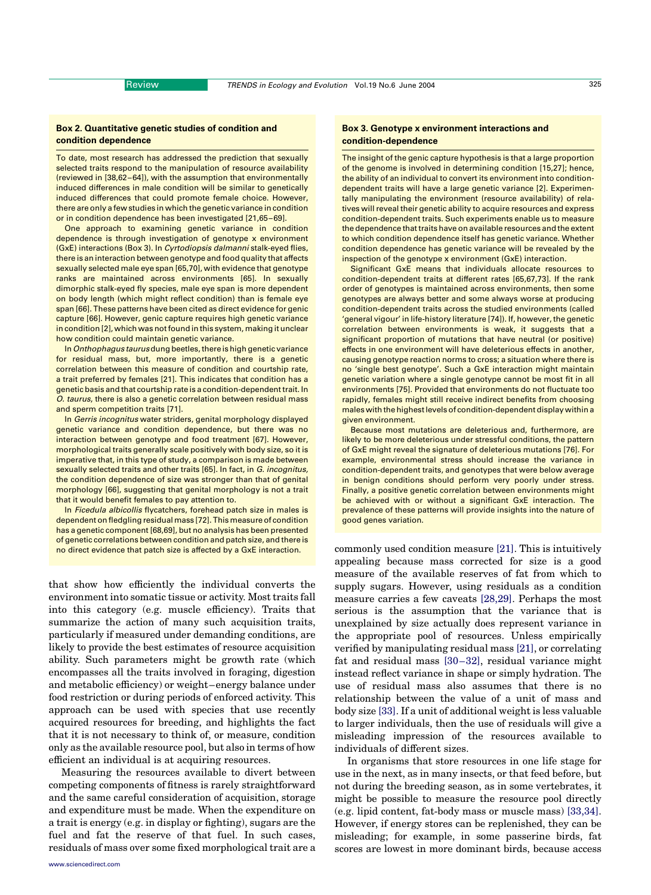### Box 2. Quantitative genetic studies of condition and condition dependence

To date, most research has addressed the prediction that sexually selected traits respond to the manipulation of resource availability (reviewed in [38,62–64]), with the assumption that environmentally induced differences in male condition will be similar to genetically induced differences that could promote female choice. However, there are only a few studies in which the genetic variance in condition or in condition dependence has been investigated [21,65–69].

One approach to examining genetic variance in condition dependence is through investigation of genotype x environment (GxE) interactions (Box 3). In *Cyrtodiopsis dalmanni* stalk-eyed flies, there is an interaction between genotype and food quality that affects sexually selected male eye span [65,70], with evidence that genotype ranks are maintained across environments [65]. In sexually dimorphic stalk-eyed fly species, male eye span is more dependent on body length (which might reflect condition) than is female eye span [66]. These patterns have been cited as direct evidence for genic capture [66]. However, genic capture requires high genetic variance in condition [2], which was not found in this system, making it unclear how condition could maintain genetic variance.

In *Onthophagus taurus* dung beetles, there is high genetic variance for residual mass, but, more importantly, there is a genetic correlation between this measure of condition and courtship rate, a trait preferred by females [21]. This indicates that condition has a genetic basis and that courtship rate is a condition-dependent trait. In *O. taurus*, there is also a genetic correlation between residual mass and sperm competition traits [71].

In *Gerris incognitus* water striders, genital morphology displayed genetic variance and condition dependence, but there was no interaction between genotype and food treatment [67]. However, morphological traits generally scale positively with body size, so it is imperative that, in this type of study, a comparison is made between sexually selected traits and other traits [65]. In fact, in *G. incognitus*, the condition dependence of size was stronger than that of genital morphology [66], suggesting that genital morphology is not a trait that it would benefit females to pay attention to.

In *Ficedula albicollis* flycatchers, forehead patch size in males is dependent on fledgling residual mass [72]. This measure of condition has a genetic component [68,69], but no analysis has been presented of genetic correlations between condition and patch size, and there is no direct evidence that patch size is affected by a GxE interaction.

### Box 3. Genotype x environment interactions and condition-dependence

The insight of the genic capture hypothesis is that a large proportion of the genome is involved in determining condition [15,27]; hence, the ability of an individual to convert its environment into condition-dependent traits will have a large genetic variance [2]. Experimentally manipulating the environment (resource availability) of relatives will reveal their genetic ability to acquire resources and express condition-dependent traits. Such experiments enable us to measure the dependence that traits have on available resources and the extent to which condition dependence itself has genetic variance. Whether condition dependence has genetic variance will be revealed by the inspection of the genotype x environment (GxE) interaction.

Significant GxE means that individuals allocate resources to condition-dependent traits at different rates [65,67,73]. If the rank order of genotypes is maintained across environments, then some genotypes are always better and some always worse at producing condition-dependent traits across the studied environments (called 'general vigour' in life-history literature [74]). If, however, the genetic correlation between environments is weak, it suggests that a significant proportion of mutations that have neutral (or positive) effects in one environment will have deleterious effects in another, causing genotype reaction norms to cross; a situation where there is no 'single best genotype'. Such a GxE interaction might maintain genetic variation where a single genotype cannot be most fit in all environments [75]. Provided that environments do not fluctuate too rapidly, females might still receive indirect benefits from choosing males with the highest levels of condition-dependent display within a given environment.

Because most mutations are deleterious and, furthermore, are likely to be more deleterious under stressful conditions, the pattern of GxE might reveal the signature of deleterious mutations [76]. For example, environmental stress should increase the variance in condition-dependent traits, and genotypes that were below average in benign conditions should perform very poorly under stress. Finally, a positive genetic correlation between environments might be achieved with or without a significant GxE interaction. The prevalence of these patterns will provide insights into the nature of good genes variation.

that show how efficiently the individual converts the environment into somatic tissue or activity. Most traits fall into this category (e.g. muscle efficiency). Traits that summarize the action of many such acquisition traits, particularly if measured under demanding conditions, are likely to provide the best estimates of resource acquisition ability. Such parameters might be growth rate (which encompasses all the traits involved in foraging, digestion and metabolic efficiency) or weight–energy balance under food restriction or during periods of enforced activity. This approach can be used with species that use recently acquired resources for breeding, and highlights the fact that it is not necessary to think of, or measure, condition only as the available resource pool, but also in terms of how efficient an individual is at acquiring resources.

Measuring the resources available to divert between competing components of fitness is rarely straightforward and the same careful consideration of acquisition, storage and expenditure must be made. When the expenditure on a trait is energy (e.g. in display or fighting), sugars are the fuel and fat the reserve of that fuel. In such cases, residuals of mass over some fixed morphological trait are a commonly used condition measure [21]. This is intuitively appealing because mass corrected for size is a good measure of the available reserves of fat from which to supply sugars. However, using residuals as a condition measure carries a few caveats [28,29]. Perhaps the most serious is the assumption that the variance that is unexplained by size actually does represent variance in the appropriate pool of resources. Unless empirically verified by manipulating residual mass [21], or correlating fat and residual mass [30–32], residual variance might instead reflect variance in shape or simply hydration. The use of residual mass also assumes that there is no relationship between the value of a unit of mass and body size [33]. If a unit of additional weight is less valuable to larger individuals, then the use of residuals will give a misleading impression of the resources available to individuals of different sizes.

In organisms that store resources in one life stage for use in the next, as in many insects, or that feed before, but not during the breeding season, as in some vertebrates, it might be possible to measure the resource pool directly (e.g. lipid content, fat-body mass or muscle mass) [33,34]. However, if energy stores can be replenished, they can be misleading; for example, in some passerine birds, fat scores are lowest in more dominant birds, because access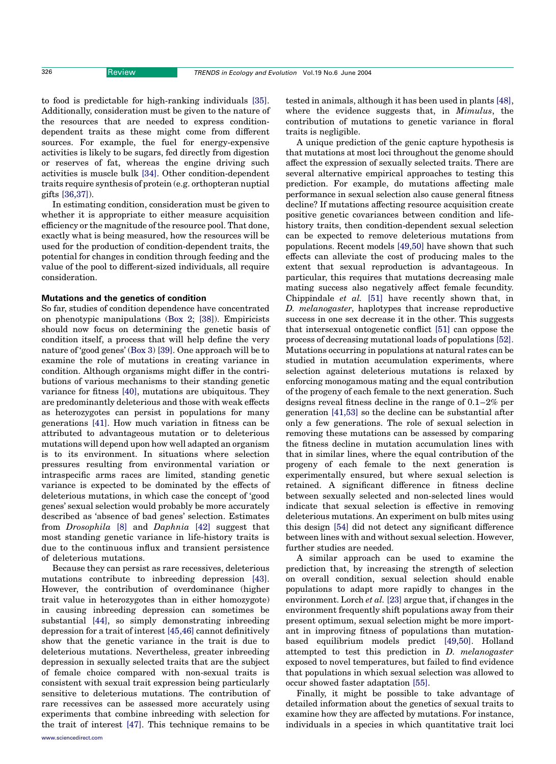to food is predictable for high-ranking individuals [35]. Additionally, consideration must be given to the nature of the resources that are needed to express condition-dependent traits as these might come from different sources. For example, the fuel for energy-expensive activities is likely to be sugars, fed directly from digestion or reserves of fat, whereas the engine driving such activities is muscle bulk [34]. Other condition-dependent traits require synthesis of protein (e.g. orthopteran nuptial gifts [36,37]).

In estimating condition, consideration must be given to whether it is appropriate to either measure acquisition efficiency or the magnitude of the resource pool. That done, exactly what is being measured, how the resources will be used for the production of condition-dependent traits, the potential for changes in condition through feeding and the value of the pool to different-sized individuals, all require consideration.

### Mutations and the genetics of condition

So far, studies of condition dependence have concentrated on phenotypic manipulations (Box 2; [38]). Empiricists should now focus on determining the genetic basis of condition itself, a process that will help define the very nature of 'good genes' (Box 3) [39]. One approach will be to examine the role of mutations in creating variance in condition. Although organisms might differ in the contributions of various mechanisms to their standing genetic variance for fitness [40], mutations are ubiquitous. They are predominantly deleterious and those with weak effects as heterozygotes can persist in populations for many generations [41]. How much variation in fitness can be attributed to advantageous mutation or to deleterious mutations will depend upon how well adapted an organism is to its environment. In situations where selection pressures resulting from environmental variation or intraspecific arms races are limited, standing genetic variance is expected to be dominated by the effects of deleterious mutations, in which case the concept of 'good genes' sexual selection would probably be more accurately described as 'absence of bad genes' selection. Estimates from *Drosophila* [8] and *Daphnia* [42] suggest that most standing genetic variance in life-history traits is due to the continuous influx and transient persistence of deleterious mutations.

Because they can persist as rare recessives, deleterious mutations contribute to inbreeding depression [43]. However, the contribution of overdominance (higher trait value in heterozygotes than in either homozygote) in causing inbreeding depression can sometimes be substantial [44], so simply demonstrating inbreeding depression for a trait of interest [45,46] cannot definitively show that the genetic variance in the trait is due to deleterious mutations. Nevertheless, greater inbreeding depression in sexually selected traits that are the subject of female choice compared with non-sexual traits is consistent with sexual trait expression being particularly sensitive to deleterious mutations. The contribution of rare recessives can be assessed more accurately using experiments that combine inbreeding with selection for the trait of interest [47]. This technique remains to be tested in animals, although it has been used in plants [48], where the evidence suggests that, in *Mimulus*, the contribution of mutations to genetic variance in floral traits is negligible.

A unique prediction of the genic capture hypothesis is that mutations at most loci throughout the genome should affect the expression of sexually selected traits. There are several alternative empirical approaches to testing this prediction. For example, do mutations affecting male performance in sexual selection also cause general fitness decline? If mutations affecting resource acquisition create positive genetic covariances between condition and life-history traits, then condition-dependent sexual selection can be expected to remove deleterious mutations from populations. Recent models [49,50] have shown that such effects can alleviate the cost of producing males to the extent that sexual reproduction is advantageous. In particular, this requires that mutations decreasing male mating success also negatively affect female fecundity. Chippindale *et al.* [51] have recently shown that, in *D. melanogaster*, haplotypes that increase reproductive success in one sex decrease it in the other. This suggests that intersexual ontogenetic conflict [51] can oppose the process of decreasing mutational loads of populations [52]. Mutations occurring in populations at natural rates can be studied in mutation accumulation experiments, where selection against deleterious mutations is relaxed by enforcing monogamous mating and the equal contribution of the progeny of each female to the next generation. Such designs reveal fitness decline in the range of 0.1–2% per generation [41,53] so the decline can be substantial after only a few generations. The role of sexual selection in removing these mutations can be assessed by comparing the fitness decline in mutation accumulation lines with that in similar lines, where the equal contribution of the progeny of each female to the next generation is experimentally ensured, but where sexual selection is retained. A significant difference in fitness decline between sexually selected and non-selected lines would indicate that sexual selection is effective in removing deleterious mutations. An experiment on bulb mites using this design [54] did not detect any significant difference between lines with and without sexual selection. However, further studies are needed.

A similar approach can be used to examine the prediction that, by increasing the strength of selection on overall condition, sexual selection should enable populations to adapt more rapidly to changes in the environment. Lorch *et al.* [23] argue that, if changes in the environment frequently shift populations away from their present optimum, sexual selection might be more important in improving fitness of populations than mutation-based equilibrium models predict [49,50]. Holland attempted to test this prediction in *D. melanogaster* exposed to novel temperatures, but failed to find evidence that populations in which sexual selection was allowed to occur showed faster adaptation [55].

Finally, it might be possible to take advantage of detailed information about the genetics of sexual traits to examine how they are affected by mutations. For instance, individuals in a species in which quantitative trait loci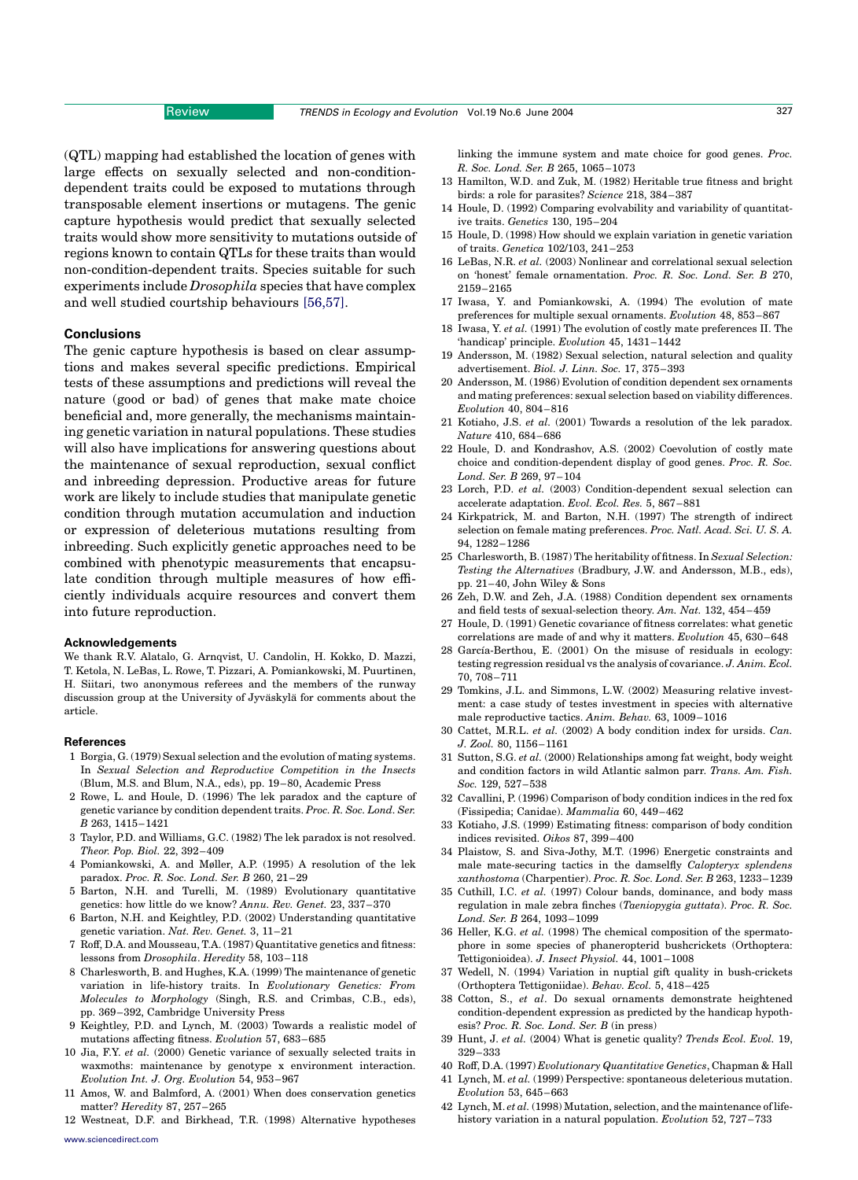(QTL) mapping had established the location of genes with large effects on sexually selected and non-condition-dependent traits could be exposed to mutations through transposable element insertions or mutagens. The genic capture hypothesis would predict that sexually selected traits would show more sensitivity to mutations outside of regions known to contain QTLs for these traits than would non-condition-dependent traits. Species suitable for such experiments include *Drosophila* species that have complex and well studied courtship behaviours [56,57].

## Conclusions

The genic capture hypothesis is based on clear assumptions and makes several specific predictions. Empirical tests of these assumptions and predictions will reveal the nature (good or bad) of genes that make mate choice beneficial and, more generally, the mechanisms maintaining genetic variation in natural populations. These studies will also have implications for answering questions about the maintenance of sexual reproduction, sexual conflict and inbreeding depression. Productive areas for future work are likely to include studies that manipulate genetic condition through mutation accumulation and induction or expression of deleterious mutations resulting from inbreeding. Such explicitly genetic approaches need to be combined with phenotypic measurements that encapsulate condition through multiple measures of how efficiently individuals acquire resources and convert them into future reproduction.

### Acknowledgements

We thank R.V. Alatalo, G. Arnqvist, U. Candolin, H. Kokko, D. Mazzi, T. Ketola, N. LeBas, L. Rowe, T. Pizzari, A. Pomiankowski, M. Puurtinen, H. Siitari, two anonymous referees and the members of the runway discussion group at the University of Jyväskylä for comments about the article.

### References

1 Borgia, G. (1979) Sexual selection and the evolution of mating systems. In *Sexual Selection and Reproductive Competition in the Insects* (Blum, M.S. and Blum, N.A., eds), pp. 19–80, Academic Press

2 Rowe, L. and Houle, D. (1996) The lek paradox and the capture of genetic variance by condition dependent traits. *Proc. R. Soc. Lond. Ser. B* 263, 1415–1421

3 Taylor, P.D. and Williams, G.C. (1982) The lek paradox is not resolved. *Theor. Pop. Biol.* 22, 392–409

4 Pomiankowski, A. and Møller, A.P. (1995) A resolution of the lek paradox. *Proc. R. Soc. Lond. Ser. B* 260, 21–29

5 Barton, N.H. and Turelli, M. (1989) Evolutionary quantitative genetics: how little do we know? *Annu. Rev. Genet.* 23, 337–370

6 Barton, N.H. and Keightley, P.D. (2002) Understanding quantitative genetic variation. *Nat. Rev. Genet.* 3, 11–21

7 Roff, D.A. and Mousseau, T.A. (1987) Quantitative genetics and fitness: lessons from *Drosophila*. *Heredity* 58, 103–118

8 Charlesworth, B. and Hughes, K.A. (1999) The maintenance of genetic variation in life-history traits. In *Evolutionary Genetics: From Molecules to Morphology* (Singh, R.S. and Crimbas, C.B., eds), pp. 369–392, Cambridge University Press

9 Keightley, P.D. and Lynch, M. (2003) Towards a realistic model of mutations affecting fitness. *Evolution* 57, 683–685

10 Jia, F.Y. *et al.* (2000) Genetic variance of sexually selected traits in waxmoths: maintenance by genotype x environment interaction. *Evolution Int. J. Org. Evolution* 54, 953–967

11 Amos, W. and Balmford, A. (2001) When does conservation genetics matter? *Heredity* 87, 257–265

12 Westneat, D.F. and Birkhead, T.R. (1998) Alternative hypotheses linking the immune system and mate choice for good genes. *Proc. R. Soc. Lond. Ser. B* 265, 1065–1073

13 Hamilton, W.D. and Zuk, M. (1982) Heritable true fitness and bright birds: a role for parasites? *Science* 218, 384–387

14 Houle, D. (1992) Comparing evolvability and variability of quantitative traits. *Genetics* 130, 195–204

15 Houle, D. (1998) How should we explain variation in genetic variation of traits. *Genetica* 102/103, 241–253

16 LeBas, N.R. *et al.* (2003) Nonlinear and correlational sexual selection on 'honest' female ornamentation. *Proc. R. Soc. Lond. Ser. B* 270, 2159–2165

17 Iwasa, Y. and Pomiankowski, A. (1994) The evolution of mate preferences for multiple sexual ornaments. *Evolution* 48, 853–867

18 Iwasa, Y. *et al.* (1991) The evolution of costly mate preferences II. The 'handicap' principle. *Evolution* 45, 1431–1442

19 Andersson, M. (1982) Sexual selection, natural selection and quality advertisement. *Biol. J. Linn. Soc.* 17, 375–393

20 Andersson, M. (1986) Evolution of condition dependent sex ornaments and mating preferences: sexual selection based on viability differences. *Evolution* 40, 804–816

21 Kotiaho, J.S. *et al.* (2001) Towards a resolution of the lek paradox. *Nature* 410, 684–686

22 Houle, D. and Kondrashov, A.S. (2002) Coevolution of costly mate choice and condition-dependent display of good genes. *Proc. R. Soc. Lond. Ser. B* 269, 97–104

23 Lorch, P.D. *et al.* (2003) Condition-dependent sexual selection can accelerate adaptation. *Evol. Ecol. Res.* 5, 867–881

24 Kirkpatrick, M. and Barton, N.H. (1997) The strength of indirect selection on female mating preferences. *Proc. Natl. Acad. Sci. U. S. A.* 94, 1282–1286

25 Charlesworth, B. (1987) The heritability of fitness. In *Sexual Selection: Testing the Alternatives* (Bradbury, J.W. and Andersson, M.B., eds), pp. 21–40, John Wiley & Sons

26 Zeh, D.W. and Zeh, J.A. (1988) Condition dependent sex ornaments and field tests of sexual-selection theory. *Am. Nat.* 132, 454–459

27 Houle, D. (1991) Genetic covariance of fitness correlates: what genetic correlations are made of and why it matters. *Evolution* 45, 630–648

28 García-Berthou, E. (2001) On the misuse of residuals in ecology: testing regression residual vs the analysis of covariance. *J. Anim. Ecol.* 70, 708–711

29 Tomkins, J.L. and Simmons, L.W. (2002) Measuring relative investment: a case study of testes investment in species with alternative male reproductive tactics. *Anim. Behav.* 63, 1009–1016

30 Cattet, M.R.L. *et al.* (2002) A body condition index for ursids. *Can. J. Zool.* 80, 1156–1161

31 Sutton, S.G. *et al.* (2000) Relationships among fat weight, body weight and condition factors in wild Atlantic salmon parr. *Trans. Am. Fish. Soc.* 129, 527–538

32 Cavallini, P. (1996) Comparison of body condition indices in the red fox (Fissipedia; Canidae). *Mammalia* 60, 449–462

33 Kotiaho, J.S. (1999) Estimating fitness: comparison of body condition indices revisited. *Oikos* 87, 399–400

34 Plaistow, S. and Siva-Jothy, M.T. (1996) Energetic constraints and male mate-securing tactics in the damselfly *Calopteryx splendens xanthostoma* (Charpentier). *Proc. R. Soc. Lond. Ser. B* 263, 1233–1239

35 Cuthill, I.C. *et al.* (1997) Colour bands, dominance, and body mass regulation in male zebra finches (*Taeniopygia guttata*). *Proc. R. Soc. Lond. Ser. B* 264, 1093–1099

36 Heller, K.G. *et al.* (1998) The chemical composition of the spermatophore in some species of phaneropterid bushcrickets (Orthoptera: Tettigonioidea). *J. Insect Physiol.* 44, 1001–1008

37 Wedell, N. (1994) Variation in nuptial gift quality in bush-crickets (Orthoptera Tettigoniidae). *Behav. Ecol.* 5, 418–425

38 Cotton, S., *et al*. Do sexual ornaments demonstrate heightened condition-dependent expression as predicted by the handicap hypothesis? *Proc. R. Soc. Lond. Ser. B* (in press)

39 Hunt, J. *et al.* (2004) What is genetic quality? *Trends Ecol. Evol.* 19, 329–333

40 Roff, D.A. (1997) *Evolutionary Quantitative Genetics*, Chapman & Hall

41 Lynch, M. *et al.* (1999) Perspective: spontaneous deleterious mutation. *Evolution* 53, 645–663

42 Lynch, M. *et al.* (1998) Mutation, selection, and the maintenance of life-history variation in a natural population. *Evolution* 52, 727–733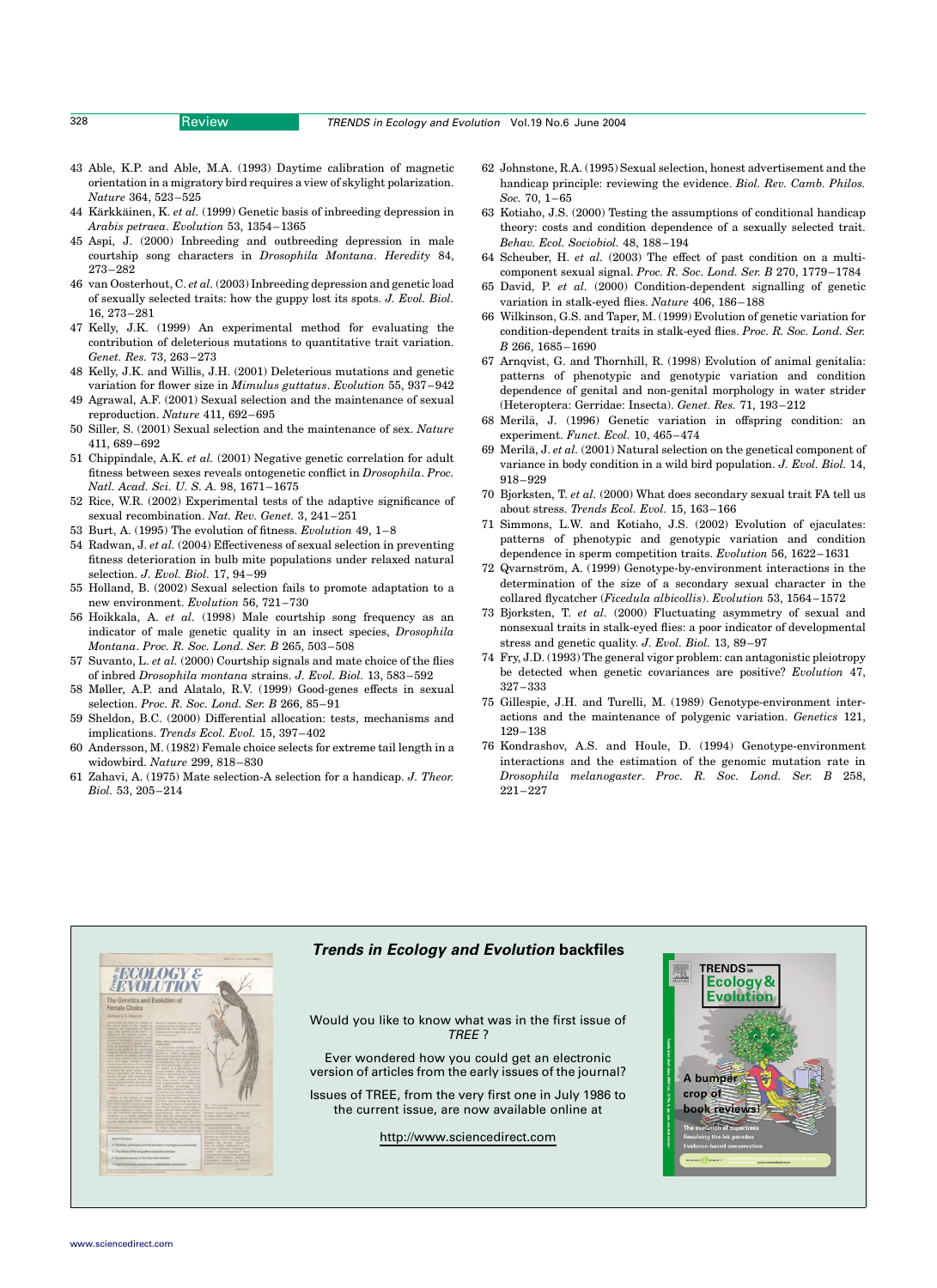43 Able, K.P. and Able, M.A. (1993) Daytime calibration of magnetic orientation in a migratory bird requires a view of skylight polarization. *Nature* 364, 523–525

44 Kärkkäinen, K. *et al.* (1999) Genetic basis of inbreeding depression in *Arabis petraea*. *Evolution* 53, 1354–1365

45 Aspi, J. (2000) Inbreeding and outbreeding depression in male courtship song characters in *Drosophila Montana*. *Heredity* 84, 273–282

46 van Oosterhout, C. *et al.* (2003) Inbreeding depression and genetic load of sexually selected traits: how the guppy lost its spots. *J. Evol. Biol.* 16, 273–281

47 Kelly, J.K. (1999) An experimental method for evaluating the contribution of deleterious mutations to quantitative trait variation. *Genet. Res.* 73, 263–273

48 Kelly, J.K. and Willis, J.H. (2001) Deleterious mutations and genetic variation for flower size in *Mimulus guttatus*. *Evolution* 55, 937–942

49 Agrawal, A.F. (2001) Sexual selection and the maintenance of sexual reproduction. *Nature* 411, 692–695

50 Siller, S. (2001) Sexual selection and the maintenance of sex. *Nature* 411, 689–692

51 Chippindale, A.K. *et al.* (2001) Negative genetic correlation for adult fitness between sexes reveals ontogenetic conflict in *Drosophila*. *Proc. Natl. Acad. Sci. U. S. A.* 98, 1671–1675

52 Rice, W.R. (2002) Experimental tests of the adaptive significance of sexual recombination. *Nat. Rev. Genet.* 3, 241–251

53 Burt, A. (1995) The evolution of fitness. *Evolution* 49, 1–8

54 Radwan, J. *et al.* (2004) Effectiveness of sexual selection in preventing fitness deterioration in bulb mite populations under relaxed natural selection. *J. Evol. Biol.* 17, 94–99

55 Holland, B. (2002) Sexual selection fails to promote adaptation to a new environment. *Evolution* 56, 721–730

56 Hoikkala, A. *et al.* (1998) Male courtship song frequency as an indicator of male genetic quality in an insect species, *Drosophila Montana*. *Proc. R. Soc. Lond. Ser. B* 265, 503–508

57 Suvanto, L. *et al.* (2000) Courtship signals and mate choice of the flies of inbred *Drosophila montana* strains. *J. Evol. Biol.* 13, 583–592

58 Møller, A.P. and Alatalo, R.V. (1999) Good-genes effects in sexual selection. *Proc. R. Soc. Lond. Ser. B* 266, 85–91

59 Sheldon, B.C. (2000) Differential allocation: tests, mechanisms and implications. *Trends Ecol. Evol.* 15, 397–402

60 Andersson, M. (1982) Female choice selects for extreme tail length in a widowbird. *Nature* 299, 818–830

61 Zahavi, A. (1975) Mate selection-A selection for a handicap. *J. Theor. Biol.* 53, 205–214

62 Johnstone, R.A. (1995) Sexual selection, honest advertisement and the handicap principle: reviewing the evidence. *Biol. Rev. Camb. Philos. Soc.* 70, 1–65

63 Kotiaho, J.S. (2000) Testing the assumptions of conditional handicap theory: costs and condition dependence of a sexually selected trait. *Behav. Ecol. Sociobiol.* 48, 188–194

64 Scheuber, H. *et al.* (2003) The effect of past condition on a multi-component sexual signal. *Proc. R. Soc. Lond. Ser. B* 270, 1779–1784

65 David, P. *et al.* (2000) Condition-dependent signalling of genetic variation in stalk-eyed flies. *Nature* 406, 186–188

66 Wilkinson, G.S. and Taper, M. (1999) Evolution of genetic variation for condition-dependent traits in stalk-eyed flies. *Proc. R. Soc. Lond. Ser. B* 266, 1685–1690

67 Arnqvist, G. and Thornhill, R. (1998) Evolution of animal genitalia: patterns of phenotypic and genotypic variation and condition dependence of genital and non-genital morphology in water strider (Heteroptera: Gerridae: Insecta). *Genet. Res.* 71, 193–212

68 Merilä, J. (1996) Genetic variation in offspring condition: an experiment. *Funct. Ecol.* 10, 465–474

69 Merilä, J. *et al.* (2001) Natural selection on the genetical component of variance in body condition in a wild bird population. *J. Evol. Biol.* 14, 918–929

70 Bjorksten, T. *et al.* (2000) What does secondary sexual trait FA tell us about stress. *Trends Ecol. Evol.* 15, 163–166

71 Simmons, L.W. and Kotiaho, J.S. (2002) Evolution of ejaculates: patterns of phenotypic and genotypic variation and condition dependence in sperm competition traits. *Evolution* 56, 1622–1631

72 Qvarnström, A. (1999) Genotype-by-environment interactions in the determination of the size of a secondary sexual character in the collared flycatcher (*Ficedula albicollis*). *Evolution* 53, 1564–1572

73 Bjorksten, T. *et al.* (2000) Fluctuating asymmetry of sexual and nonsexual traits in stalk-eyed flies: a poor indicator of developmental stress and genetic quality. *J. Evol. Biol.* 13, 89–97

74 Fry, J.D. (1993) The general vigor problem: can antagonistic pleiotropy be detected when genetic covariances are positive? *Evolution* 47, 327–333

75 Gillespie, J.H. and Turelli, M. (1989) Genotype-environment interactions and the maintenance of polygenic variation. *Genetics* 121, 129–138

76 Kondrashov, A.S. and Houle, D. (1994) Genotype-environment interactions and the estimation of the genomic mutation rate in *Drosophila melanogaster*. *Proc. R. Soc. Lond. Ser. B* 258, 221–227

## *Trends in Ecology and Evolution* backfiles

Would you like to know what was in the first issue of *TREE* ?

Ever wondered how you could get an electronic version of articles from the early issues of the journal?

Issues of TREE, from the very first one in July 1986 to the current issue, are now available online at

http://www.sciencedirect.com